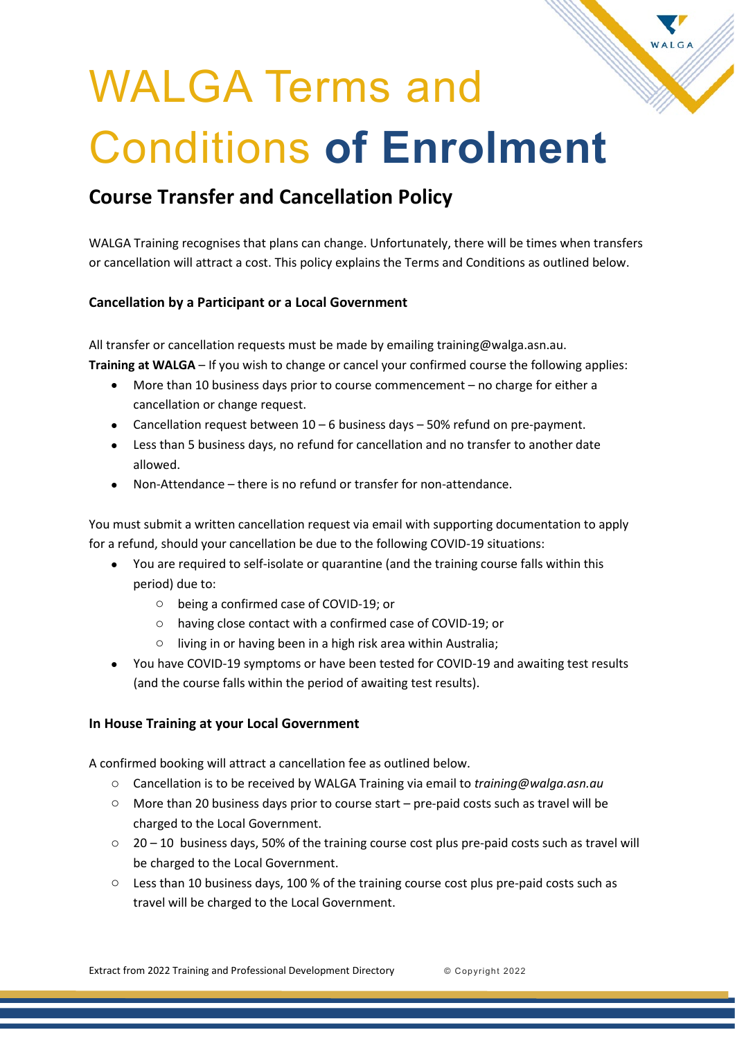# WALGA Terms and Conditions **of Enrolment**

## Course Transfer and Cancellation Policy

WALGA Training recognises that plans can change. Unfortunately, there will be times when transfers or cancellation will attract a cost. This policy explains the Terms and Conditions as outlined below.

### Cancellation by a Participant or a Local Government

All transfer or cancellation requests must be made by emailing training@walga.asn.au.

**Training at WALGA** – If you wish to change or cancel your confirmed course the following applies:

- More than 10 business days prior to course commencement – no charge for either a cancellation or change request.
- Cancellation request between 10 – 6 business days – 50% refund on pre-payment.
- Less than 5 business days, no refund for cancellation and no transfer to another date allowed.
- Non-Attendance – there is no refund or transfer for non-attendance.

You must submit a written cancellation request via email with supporting documentation to apply for a refund, should your cancellation be due to the following COVID-19 situations:

- You are required to self-isolate or quarantine (and the training course falls within this period) due to:
  - being a confirmed case of COVID-19; or
  - having close contact with a confirmed case of COVID-19; or
  - living in or having been in a high risk area within Australia;
- You have COVID-19 symptoms or have been tested for COVID-19 and awaiting test results (and the course falls within the period of awaiting test results).

### In House Training at your Local Government

A confirmed booking will attract a cancellation fee as outlined below.

- Cancellation is to be received by WALGA Training via email to *training@walga.asn.au*
- More than 20 business days prior to course start – pre-paid costs such as travel will be charged to the Local Government.
- 20 – 10 business days, 50% of the training course cost plus pre-paid costs such as travel will be charged to the Local Government.
- Less than 10 business days, 100 % of the training course cost plus pre-paid costs such as travel will be charged to the Local Government.

Extract from 2022 Training and Professional Development Directory © Copyright 2022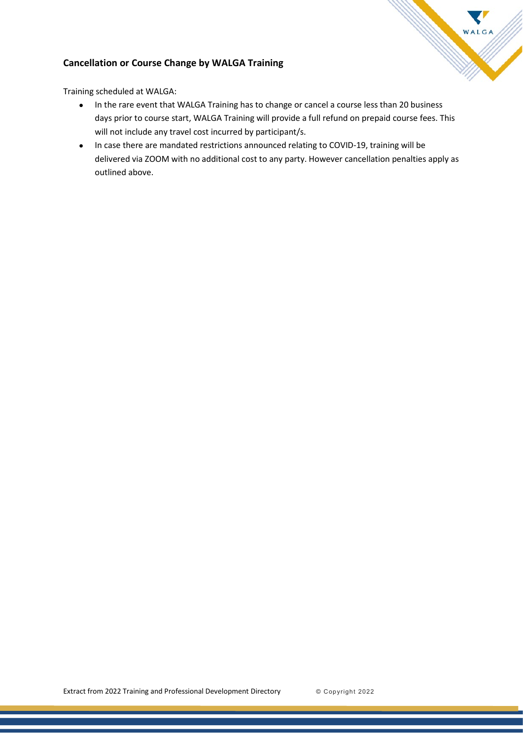### Cancellation or Course Change by WALGA Training

Training scheduled at WALGA:

- In the rare event that WALGA Training has to change or cancel a course less than 20 business days prior to course start, WALGA Training will provide a full refund on prepaid course fees. This will not include any travel cost incurred by participant/s.
- In case there are mandated restrictions announced relating to COVID-19, training will be delivered via ZOOM with no additional cost to any party. However cancellation penalties apply as outlined above.